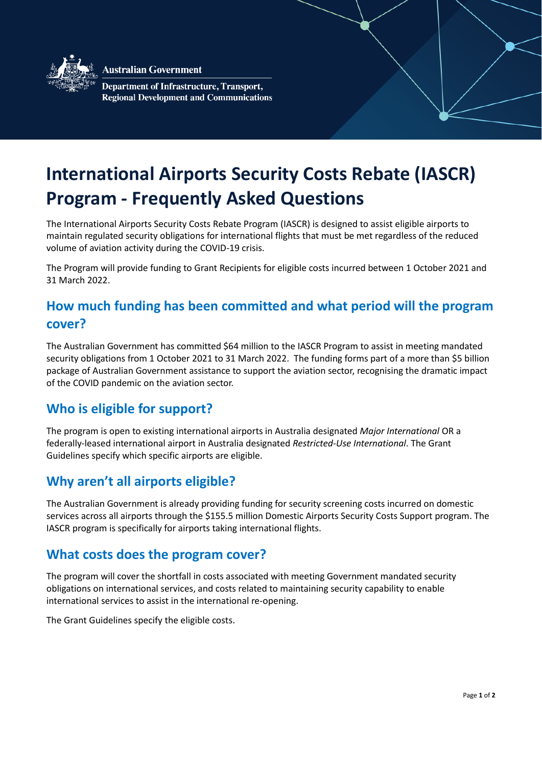Australian Government

Department of Infrastructure, Transport, Regional Development and Communications

# International Airports Security Costs Rebate (IASCR) Program - Frequently Asked Questions

The International Airports Security Costs Rebate Program (IASCR) is designed to assist eligible airports to maintain regulated security obligations for international flights that must be met regardless of the reduced volume of aviation activity during the COVID-19 crisis.

The Program will provide funding to Grant Recipients for eligible costs incurred between 1 October 2021 and 31 March 2022.

## How much funding has been committed and what period will the program cover?

The Australian Government has committed $64 million to the IASCR Program to assist in meeting mandated security obligations from 1 October 2021 to 31 March 2022. The funding forms part of a more than $5 billion package of Australian Government assistance to support the aviation sector, recognising the dramatic impact of the COVID pandemic on the aviation sector.

## Who is eligible for support?

The program is open to existing international airports in Australia designated *Major International* OR a federally-leased international airport in Australia designated *Restricted-Use International*. The Grant Guidelines specify which specific airports are eligible.

## Why aren't all airports eligible?

The Australian Government is already providing funding for security screening costs incurred on domestic services across all airports through the $155.5 million Domestic Airports Security Costs Support program. The IASCR program is specifically for airports taking international flights.

## What costs does the program cover?

The program will cover the shortfall in costs associated with meeting Government mandated security obligations on international services, and costs related to maintaining security capability to enable international services to assist in the international re-opening.

The Grant Guidelines specify the eligible costs.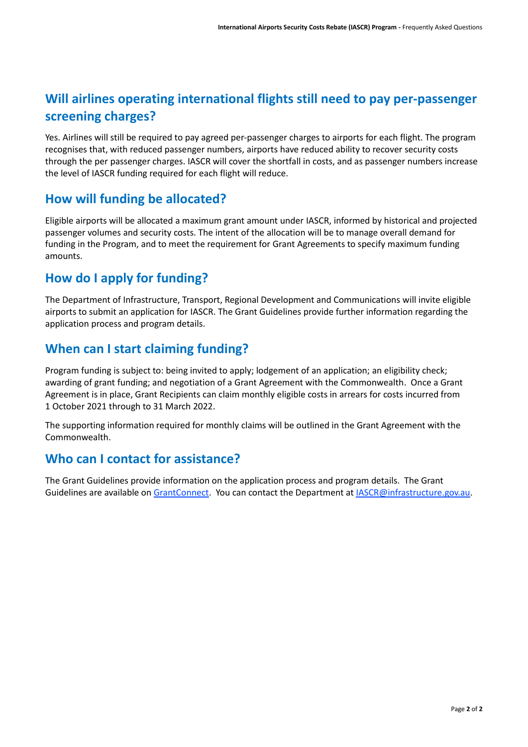## Will airlines operating international flights still need to pay per-passenger screening charges?

Yes. Airlines will still be required to pay agreed per-passenger charges to airports for each flight. The program recognises that, with reduced passenger numbers, airports have reduced ability to recover security costs through the per passenger charges. IASCR will cover the shortfall in costs, and as passenger numbers increase the level of IASCR funding required for each flight will reduce.

## How will funding be allocated?

Eligible airports will be allocated a maximum grant amount under IASCR, informed by historical and projected passenger volumes and security costs. The intent of the allocation will be to manage overall demand for funding in the Program, and to meet the requirement for Grant Agreements to specify maximum funding amounts.

## How do I apply for funding?

The Department of Infrastructure, Transport, Regional Development and Communications will invite eligible airports to submit an application for IASCR. The Grant Guidelines provide further information regarding the application process and program details.

## When can I start claiming funding?

Program funding is subject to: being invited to apply; lodgement of an application; an eligibility check; awarding of grant funding; and negotiation of a Grant Agreement with the Commonwealth. Once a Grant Agreement is in place, Grant Recipients can claim monthly eligible costs in arrears for costs incurred from 1 October 2021 through to 31 March 2022.

The supporting information required for monthly claims will be outlined in the Grant Agreement with the Commonwealth.

## Who can I contact for assistance?

The Grant Guidelines provide information on the application process and program details. The Grant Guidelines are available on GrantConnect. You can contact the Department at IASCR@infrastructure.gov.au.